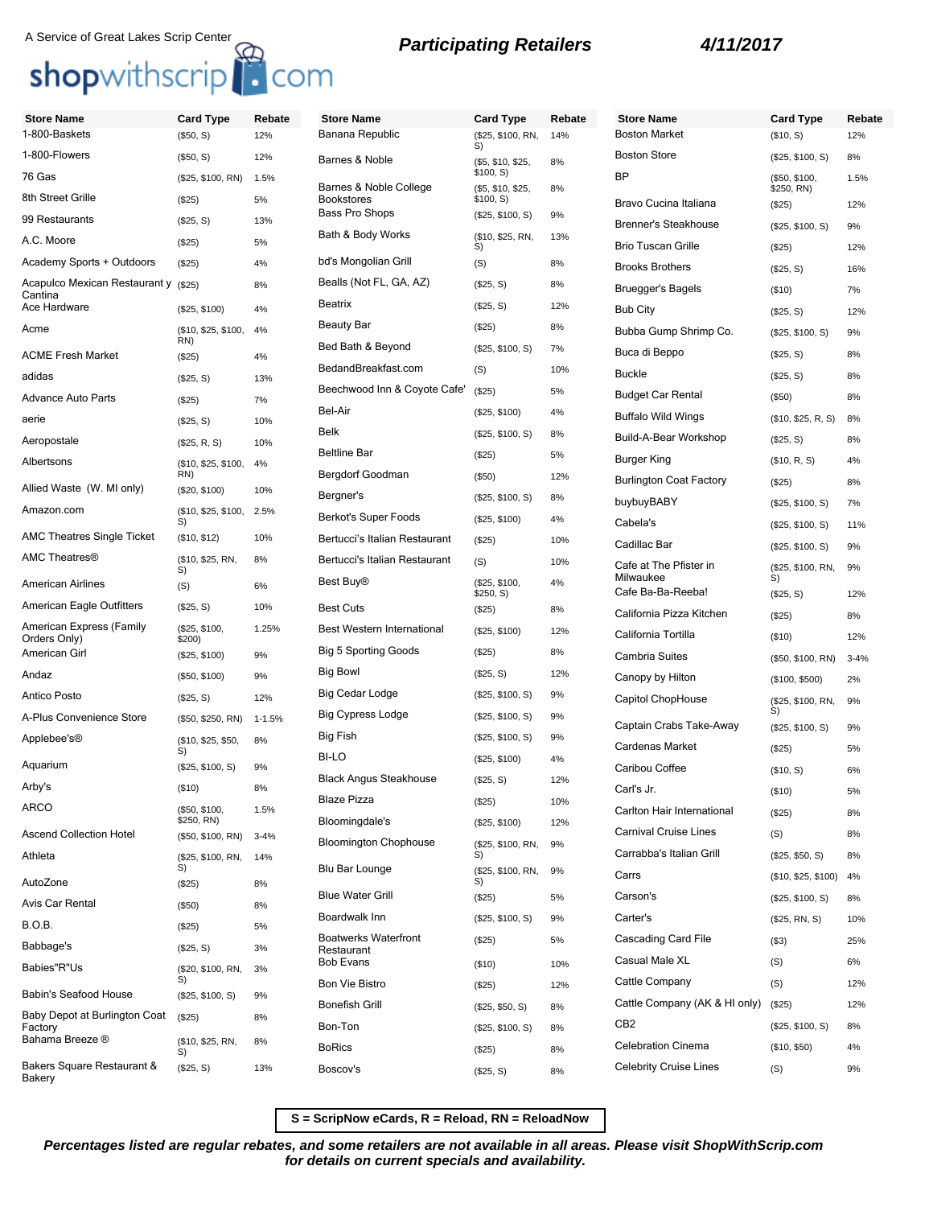A Service of Great Lakes Scrip Center

shopwithscrip.com

**Participating Retailers** **4/11/2017**

| Store Name | Card Type | Rebate |
|---|---|---|
| 1-800-Baskets | ($50, S) | 12% |
| 1-800-Flowers | ($50, S) | 12% |
| 76 Gas | ($25, $100, RN) | 1.5% |
| 8th Street Grille | ($25) | 5% |
| 99 Restaurants | ($25, S) | 13% |
| A.C. Moore | ($25) | 5% |
| Academy Sports + Outdoors | ($25) | 4% |
| Acapulco Mexican Restaurant y Cantina | ($25) | 8% |
| Ace Hardware | ($25, $100) | 4% |
| Acme | ($10, $25, $100, RN) | 4% |
| ACME Fresh Market | ($25) | 4% |
| adidas | ($25, S) | 13% |
| Advance Auto Parts | ($25) | 7% |
| aerie | ($25, S) | 10% |
| Aeropostale | ($25, R, S) | 10% |
| Albertsons | ($10, $25, $100, RN) | 4% |
| Allied Waste (W. MI only) | ($20, $100) | 10% |
| Amazon.com | ($10, $25, $100, S) | 2.5% |
| AMC Theatres Single Ticket | ($10, $12) | 10% |
| AMC Theatres® | ($10, $25, RN, S) | 8% |
| American Airlines | (S) | 6% |
| American Eagle Outfitters | ($25, S) | 10% |
| American Express (Family Orders Only) | ($25, $100, $200) | 1.25% |
| American Girl | ($25, $100) | 9% |
| Andaz | ($50, $100) | 9% |
| Antico Posto | ($25, S) | 12% |
| A-Plus Convenience Store | ($50, $250, RN) | 1-1.5% |
| Applebee's® | ($10, $25, $50, S) | 8% |
| Aquarium | ($25, $100, S) | 9% |
| Arby's | ($10) | 8% |
| ARCO | ($50, $100, $250, RN) | 1.5% |
| Ascend Collection Hotel | ($50, $100, RN) | 3-4% |
| Athleta | ($25, $100, RN, S) | 14% |
| AutoZone | ($25) | 8% |
| Avis Car Rental | ($50) | 8% |
| B.O.B. | ($25) | 5% |
| Babbage's | ($25, S) | 3% |
| Babies"R"Us | ($20, $100, RN, S) | 3% |
| Babin's Seafood House | ($25, $100, S) | 9% |
| Baby Depot at Burlington Coat Factory | ($25) | 8% |
| Bahama Breeze ® | ($10, $25, RN, S) | 8% |
| Bakers Square Restaurant & Bakery | ($25, S) | 13% |
| Banana Republic | ($25, $100, RN, S) | 14% |
| Barnes & Noble | ($5, $10, $25, $100, S) | 8% |
| Barnes & Noble College Bookstores | ($5, $10, $25, $100, S) | 8% |
| Bass Pro Shops | ($25, $100, S) | 9% |
| Bath & Body Works | ($10, $25, RN, S) | 13% |
| bd's Mongolian Grill | (S) | 8% |
| Bealls (Not FL, GA, AZ) | ($25, S) | 8% |
| Beatrix | ($25, S) | 12% |
| Beauty Bar | ($25) | 8% |
| Bed Bath & Beyond | ($25, $100, S) | 7% |
| BedandBreakfast.com | (S) | 10% |
| Beechwood Inn & Coyote Cafe' | ($25) | 5% |
| Bel-Air | ($25, $100) | 4% |
| Belk | ($25, $100, S) | 8% |
| Beltline Bar | ($25) | 5% |
| Bergdorf Goodman | ($50) | 12% |
| Bergner's | ($25, $100, S) | 8% |
| Berkot's Super Foods | ($25, $100) | 4% |
| Bertucci's Italian Restaurant | ($25) | 10% |
| Bertucci's Italian Restaurant | (S) | 10% |
| Best Buy® | ($25, $100, $250, S) | 4% |
| Best Cuts | ($25) | 8% |
| Best Western International | ($25, $100) | 12% |
| Big 5 Sporting Goods | ($25) | 8% |
| Big Bowl | ($25, S) | 12% |
| Big Cedar Lodge | ($25, $100, S) | 9% |
| Big Cypress Lodge | ($25, $100, S) | 9% |
| Big Fish | ($25, $100, S) | 9% |
| BI-LO | ($25, $100) | 4% |
| Black Angus Steakhouse | ($25, S) | 12% |
| Blaze Pizza | ($25) | 10% |
| Bloomingdale's | ($25, $100) | 12% |
| Bloomington Chophouse | ($25, $100, RN, S) | 9% |
| Blu Bar Lounge | ($25, $100, RN, S) | 9% |
| Blue Water Grill | ($25) | 5% |
| Boardwalk Inn | ($25, $100, S) | 9% |
| Boatwerks Waterfront Restaurant | ($25) | 5% |
| Bob Evans | ($10) | 10% |
| Bon Vie Bistro | ($25) | 12% |
| Bonefish Grill | ($25, $50, S) | 8% |
| Bon-Ton | ($25, $100, S) | 8% |
| BoRics | ($25) | 8% |
| Boscov's | ($25, S) | 8% |
| Boston Market | ($10, S) | 12% |
| Boston Store | ($25, $100, S) | 8% |
| BP | ($50, $100, $250, RN) | 1.5% |
| Bravo Cucina Italiana | ($25) | 12% |
| Brenner's Steakhouse | ($25, $100, S) | 9% |
| Brio Tuscan Grille | ($25) | 12% |
| Brooks Brothers | ($25, S) | 16% |
| Bruegger's Bagels | ($10) | 7% |
| Bub City | ($25, S) | 12% |
| Bubba Gump Shrimp Co. | ($25, $100, S) | 9% |
| Buca di Beppo | ($25, S) | 8% |
| Buckle | ($25, S) | 8% |
| Budget Car Rental | ($50) | 8% |
| Buffalo Wild Wings | ($10, $25, R, S) | 8% |
| Build-A-Bear Workshop | ($25, S) | 8% |
| Burger King | ($10, R, S) | 4% |
| Burlington Coat Factory | ($25) | 8% |
| buybuyBABY | ($25, $100, S) | 7% |
| Cabela's | ($25, $100, S) | 11% |
| Cadillac Bar | ($25, $100, S) | 9% |
| Cafe at The Pfister in Milwaukee | ($25, $100, RN, S) | 9% |
| Cafe Ba-Ba-Reeba! | ($25, S) | 12% |
| California Pizza Kitchen | ($25) | 8% |
| California Tortilla | ($10) | 12% |
| Cambria Suites | ($50, $100, RN) | 3-4% |
| Canopy by Hilton | ($100, $500) | 2% |
| Capitol ChopHouse | ($25, $100, RN, S) | 9% |
| Captain Crabs Take-Away | ($25, $100, S) | 9% |
| Cardenas Market | ($25) | 5% |
| Caribou Coffee | ($10, S) | 6% |
| Carl's Jr. | ($10) | 5% |
| Carlton Hair International | ($25) | 8% |
| Carnival Cruise Lines | (S) | 8% |
| Carrabba's Italian Grill | ($25, $50, S) | 8% |
| Carrs | ($10, $25, $100) | 4% |
| Carson's | ($25, $100, S) | 8% |
| Carter's | ($25, RN, S) | 10% |
| Cascading Card File | ($3) | 25% |
| Casual Male XL | (S) | 6% |
| Cattle Company | (S) | 12% |
| Cattle Company (AK & HI only) | ($25) | 12% |
| CB2 | ($25, $100, S) | 8% |
| Celebration Cinema | ($10, $50) | 4% |
| Celebrity Cruise Lines | (S) | 9% |

**S = ScripNow eCards, R = Reload, RN = ReloadNow**

***Percentages listed are regular rebates, and some retailers are not available in all areas. Please visit ShopWithScrip.com for details on current specials and availability.***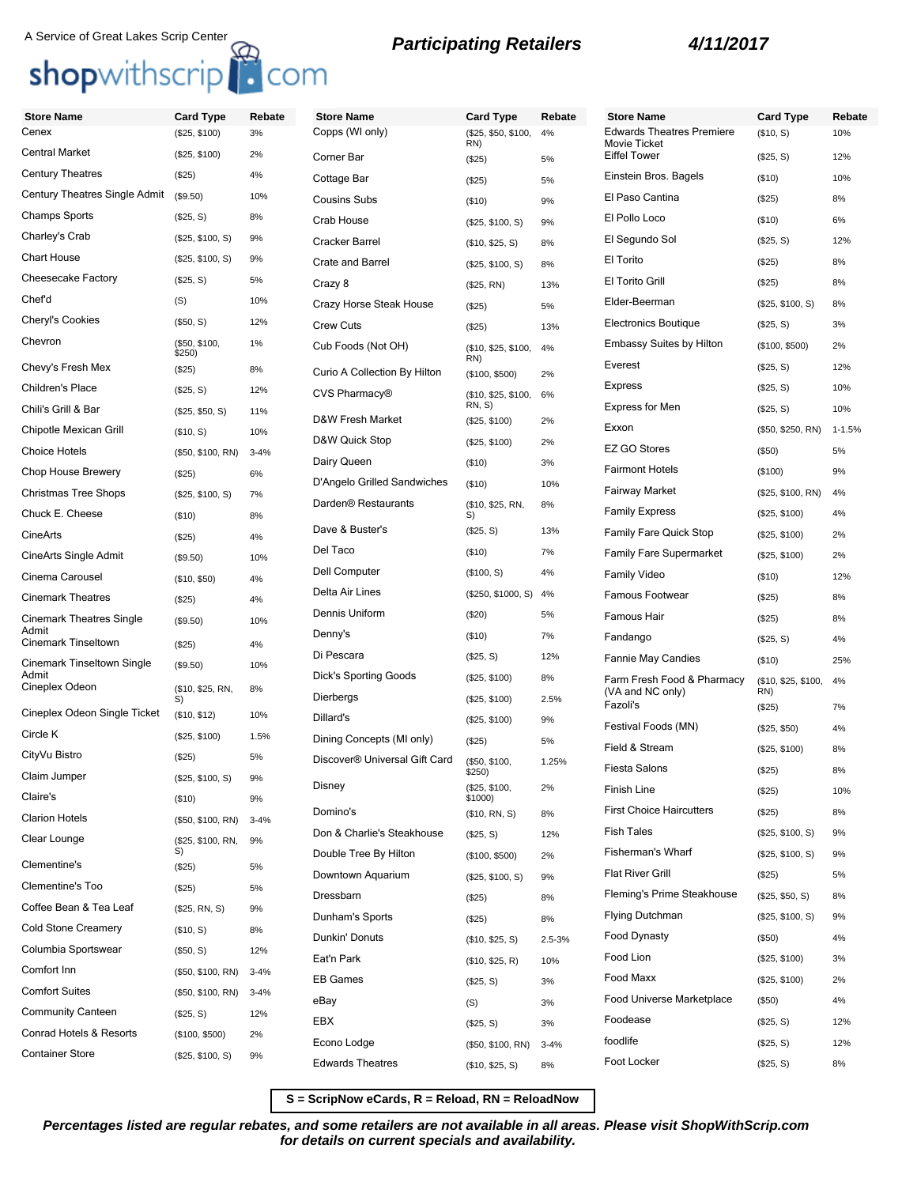A Service of Great Lakes Scrip Center

shopwithscrip.com

**Participating Retailers** **4/11/2017**

| Store Name | Card Type | Rebate |
|---|---|---|
| Cenex | ($25, $100) | 3% |
| Central Market | ($25, $100) | 2% |
| Century Theatres | ($25) | 4% |
| Century Theatres Single Admit | ($9.50) | 10% |
| Champs Sports | ($25, S) | 8% |
| Charley's Crab | ($25, $100, S) | 9% |
| Chart House | ($25, $100, S) | 9% |
| Cheesecake Factory | ($25, S) | 5% |
| Chef'd | (S) | 10% |
| Cheryl's Cookies | ($50, S) | 12% |
| Chevron | ($50, $100, $250) | 1% |
| Chevy's Fresh Mex | ($25) | 8% |
| Children's Place | ($25, S) | 12% |
| Chili's Grill & Bar | ($25, $50, S) | 11% |
| Chipotle Mexican Grill | ($10, S) | 10% |
| Choice Hotels | ($50, $100, RN) | 3-4% |
| Chop House Brewery | ($25) | 6% |
| Christmas Tree Shops | ($25, $100, S) | 7% |
| Chuck E. Cheese | ($10) | 8% |
| CineArts | ($25) | 4% |
| CineArts Single Admit | ($9.50) | 10% |
| Cinema Carousel | ($10, $50) | 4% |
| Cinemark Theatres | ($25) | 4% |
| Cinemark Theatres Single Admit | ($9.50) | 10% |
| Cinemark Tinseltown | ($25) | 4% |
| Cinemark Tinseltown Single Admit | ($9.50) | 10% |
| Cineplex Odeon | ($10, $25, RN, S) | 8% |
| Cineplex Odeon Single Ticket | ($10, $12) | 10% |
| Circle K | ($25, $100) | 1.5% |
| CityVu Bistro | ($25) | 5% |
| Claim Jumper | ($25, $100, S) | 9% |
| Claire's | ($10) | 9% |
| Clarion Hotels | ($50, $100, RN) | 3-4% |
| Clear Lounge | ($25, $100, RN, S) | 9% |
| Clementine's | ($25) | 5% |
| Clementine's Too | ($25) | 5% |
| Coffee Bean & Tea Leaf | ($25, RN, S) | 9% |
| Cold Stone Creamery | ($10, S) | 8% |
| Columbia Sportswear | ($50, S) | 12% |
| Comfort Inn | ($50, $100, RN) | 3-4% |
| Comfort Suites | ($50, $100, RN) | 3-4% |
| Community Canteen | ($25, S) | 12% |
| Conrad Hotels & Resorts | ($100, $500) | 2% |
| Container Store | ($25, $100, S) | 9% |
| Copps (WI only) | ($25, $50, $100, RN) | 4% |
| Corner Bar | ($25) | 5% |
| Cottage Bar | ($25) | 5% |
| Cousins Subs | ($10) | 9% |
| Crab House | ($25, $100, S) | 9% |
| Cracker Barrel | ($10, $25, S) | 8% |
| Crate and Barrel | ($25, $100, S) | 8% |
| Crazy 8 | ($25, RN) | 13% |
| Crazy Horse Steak House | ($25) | 5% |
| Crew Cuts | ($25) | 13% |
| Cub Foods (Not OH) | ($10, $25, $100, RN) | 4% |
| Curio A Collection By Hilton | ($100, $500) | 2% |
| CVS Pharmacy® | ($10, $25, $100, RN, S) | 6% |
| D&W Fresh Market | ($25, $100) | 2% |
| D&W Quick Stop | ($25, $100) | 2% |
| Dairy Queen | ($10) | 3% |
| D'Angelo Grilled Sandwiches | ($10) | 10% |
| Darden® Restaurants | ($10, $25, RN, S) | 8% |
| Dave & Buster's | ($25, S) | 13% |
| Del Taco | ($10) | 7% |
| Dell Computer | ($100, S) | 4% |
| Delta Air Lines | ($250, $1000, S) | 4% |
| Dennis Uniform | ($20) | 5% |
| Denny's | ($10) | 7% |
| Di Pescara | ($25, S) | 12% |
| Dick's Sporting Goods | ($25, $100) | 8% |
| Dierbergs | ($25, $100) | 2.5% |
| Dillard's | ($25, $100) | 9% |
| Dining Concepts (MI only) | ($25) | 5% |
| Discover® Universal Gift Card | ($50, $100, $250) | 1.25% |
| Disney | ($25, $100, $1000) | 2% |
| Domino's | ($10, RN, S) | 8% |
| Don & Charlie's Steakhouse | ($25, S) | 12% |
| Double Tree By Hilton | ($100, $500) | 2% |
| Downtown Aquarium | ($25, $100, S) | 9% |
| Dressbarn | ($25) | 8% |
| Dunham's Sports | ($25) | 8% |
| Dunkin' Donuts | ($10, $25, S) | 2.5-3% |
| Eat'n Park | ($10, $25, R) | 10% |
| EB Games | ($25, S) | 3% |
| eBay | (S) | 3% |
| EBX | ($25, S) | 3% |
| Econo Lodge | ($50, $100, RN) | 3-4% |
| Edwards Theatres | ($10, $25, S) | 8% |
| Edwards Theatres Premiere Movie Ticket | ($10, S) | 10% |
| Eiffel Tower | ($25, S) | 12% |
| Einstein Bros. Bagels | ($10) | 10% |
| El Paso Cantina | ($25) | 8% |
| El Pollo Loco | ($10) | 6% |
| El Segundo Sol | ($25, S) | 12% |
| El Torito | ($25) | 8% |
| El Torito Grill | ($25) | 8% |
| Elder-Beerman | ($25, $100, S) | 8% |
| Electronics Boutique | ($25, S) | 3% |
| Embassy Suites by Hilton | ($100, $500) | 2% |
| Everest | ($25, S) | 12% |
| Express | ($25, S) | 10% |
| Express for Men | ($25, S) | 10% |
| Exxon | ($50, $250, RN) | 1-1.5% |
| EZ GO Stores | ($50) | 5% |
| Fairmont Hotels | ($100) | 9% |
| Fairway Market | ($25, $100, RN) | 4% |
| Family Express | ($25, $100) | 4% |
| Family Fare Quick Stop | ($25, $100) | 2% |
| Family Fare Supermarket | ($25, $100) | 2% |
| Family Video | ($10) | 12% |
| Famous Footwear | ($25) | 8% |
| Famous Hair | ($25) | 8% |
| Fandango | ($25, S) | 4% |
| Fannie May Candies | ($10) | 25% |
| Farm Fresh Food & Pharmacy (VA and NC only) | ($10, $25, $100, RN) | 4% |
| Fazoli's | ($25) | 7% |
| Festival Foods (MN) | ($25, $50) | 4% |
| Field & Stream | ($25, $100) | 8% |
| Fiesta Salons | ($25) | 8% |
| Finish Line | ($25) | 10% |
| First Choice Haircutters | ($25) | 8% |
| Fish Tales | ($25, $100, S) | 9% |
| Fisherman's Wharf | ($25, $100, S) | 9% |
| Flat River Grill | ($25) | 5% |
| Fleming's Prime Steakhouse | ($25, $50, S) | 8% |
| Flying Dutchman | ($25, $100, S) | 9% |
| Food Dynasty | ($50) | 4% |
| Food Lion | ($25, $100) | 3% |
| Food Maxx | ($25, $100) | 2% |
| Food Universe Marketplace | ($50) | 4% |
| Foodease | ($25, S) | 12% |
| foodlife | ($25, S) | 12% |
| Foot Locker | ($25, S) | 8% |

**S = ScripNow eCards, R = Reload, RN = ReloadNow**

***Percentages listed are regular rebates, and some retailers are not available in all areas. Please visit ShopWithScrip.com for details on current specials and availability.***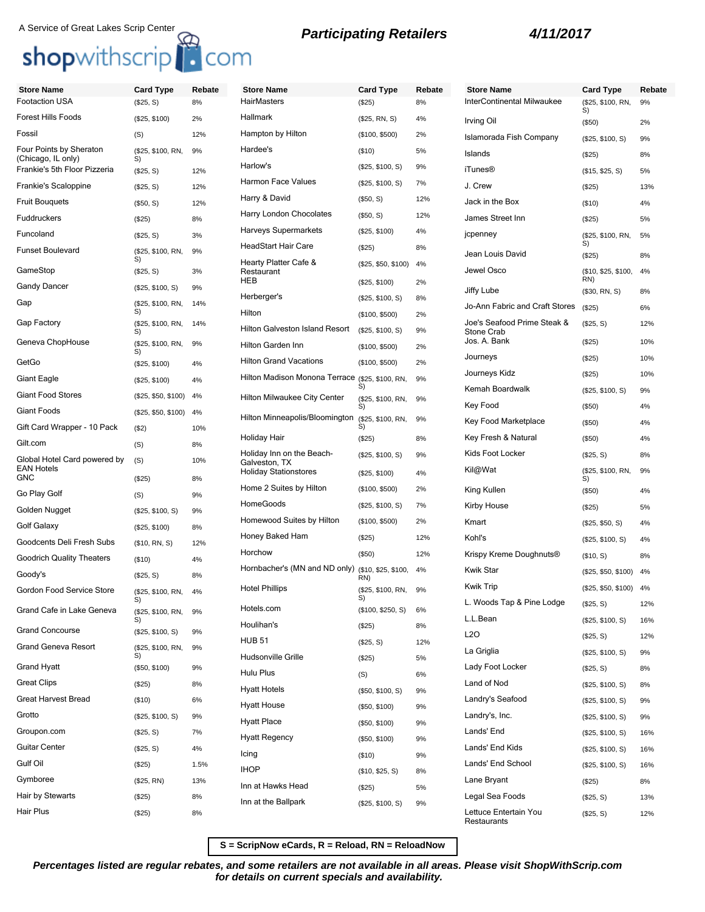A Service of Great Lakes Scrip Center

shopwithscrip.com

## Participating Retailers

**4/11/2017**

| Store Name | Card Type | Rebate |
|---|---|---|
| Footaction USA | ($25, S) | 8% |
| Forest Hills Foods | ($25, $100) | 2% |
| Fossil | (S) | 12% |
| Four Points by Sheraton (Chicago, IL only) | ($25, $100, RN, S) | 9% |
| Frankie's 5th Floor Pizzeria | ($25, S) | 12% |
| Frankie's Scaloppine | ($25, S) | 12% |
| Fruit Bouquets | ($50, S) | 12% |
| Fuddruckers | ($25) | 8% |
| Funcoland | ($25, S) | 3% |
| Funset Boulevard | ($25, $100, RN, S) | 9% |
| GameStop | ($25, S) | 3% |
| Gandy Dancer | ($25, $100, S) | 9% |
| Gap | ($25, $100, RN, S) | 14% |
| Gap Factory | ($25, $100, RN, S) | 14% |
| Geneva ChopHouse | ($25, $100, RN, S) | 9% |
| GetGo | ($25, $100) | 4% |
| Giant Eagle | ($25, $100) | 4% |
| Giant Food Stores | ($25, $50, $100) | 4% |
| Giant Foods | ($25, $50, $100) | 4% |
| Gift Card Wrapper - 10 Pack | ($2) | 10% |
| Gilt.com | (S) | 8% |
| Global Hotel Card powered by EAN Hotels | (S) | 10% |
| GNC | ($25) | 8% |
| Go Play Golf | (S) | 9% |
| Golden Nugget | ($25, $100, S) | 9% |
| Golf Galaxy | ($25, $100) | 8% |
| Goodcents Deli Fresh Subs | ($10, RN, S) | 12% |
| Goodrich Quality Theaters | ($10) | 4% |
| Goody's | ($25, S) | 8% |
| Gordon Food Service Store | ($25, $100, RN, S) | 4% |
| Grand Cafe in Lake Geneva | ($25, $100, RN, S) | 9% |
| Grand Concourse | ($25, $100, S) | 9% |
| Grand Geneva Resort | ($25, $100, RN, S) | 9% |
| Grand Hyatt | ($50, $100) | 9% |
| Great Clips | ($25) | 8% |
| Great Harvest Bread | ($10) | 6% |
| Grotto | ($25, $100, S) | 9% |
| Groupon.com | ($25, S) | 7% |
| Guitar Center | ($25, S) | 4% |
| Gulf Oil | ($25) | 1.5% |
| Gymboree | ($25, RN) | 13% |
| Hair by Stewarts | ($25) | 8% |
| Hair Plus | ($25) | 8% |
| HairMasters | ($25) | 8% |
| Hallmark | ($25, RN, S) | 4% |
| Hampton by Hilton | ($100, $500) | 2% |
| Hardee's | ($10) | 5% |
| Harlow's | ($25, $100, S) | 9% |
| Harmon Face Values | ($25, $100, S) | 7% |
| Harry & David | ($50, S) | 12% |
| Harry London Chocolates | ($50, S) | 12% |
| Harveys Supermarkets | ($25, $100) | 4% |
| HeadStart Hair Care | ($25) | 8% |
| Hearty Platter Cafe & Restaurant | ($25, $50, $100) | 4% |
| HEB | ($25, $100) | 2% |
| Herberger's | ($25, $100, S) | 8% |
| Hilton | ($100, $500) | 2% |
| Hilton Galveston Island Resort | ($25, $100, S) | 9% |
| Hilton Garden Inn | ($100, $500) | 2% |
| Hilton Grand Vacations | ($100, $500) | 2% |
| Hilton Madison Monona Terrace | ($25, $100, RN, S) | 9% |
| Hilton Milwaukee City Center | ($25, $100, RN, S) | 9% |
| Hilton Minneapolis/Bloomington | ($25, $100, RN, S) | 9% |
| Holiday Hair | ($25) | 8% |
| Holiday Inn on the Beach-Galveston, TX | ($25, $100, S) | 9% |
| Holiday Stationstores | ($25, $100) | 4% |
| Home 2 Suites by Hilton | ($100, $500) | 2% |
| HomeGoods | ($25, $100, S) | 7% |
| Homewood Suites by Hilton | ($100, $500) | 2% |
| Honey Baked Ham | ($25) | 12% |
| Horchow | ($50) | 12% |
| Hornbacher's (MN and ND only) | ($10, $25, $100, RN) | 4% |
| Hotel Phillips | ($25, $100, RN, S) | 9% |
| Hotels.com | ($100, $250, S) | 6% |
| Houlihan's | ($25) | 8% |
| HUB 51 | ($25, S) | 12% |
| Hudsonville Grille | ($25) | 5% |
| Hulu Plus | (S) | 6% |
| Hyatt Hotels | ($50, $100, S) | 9% |
| Hyatt House | ($50, $100) | 9% |
| Hyatt Place | ($50, $100) | 9% |
| Hyatt Regency | ($50, $100) | 9% |
| Icing | ($10) | 9% |
| IHOP | ($10, $25, S) | 8% |
| Inn at Hawks Head | ($25) | 5% |
| Inn at the Ballpark | ($25, $100, S) | 9% |
| InterContinental Milwaukee | ($25, $100, RN, S) | 9% |
| Irving Oil | ($50) | 2% |
| Islamorada Fish Company | ($25, $100, S) | 9% |
| Islands | ($25) | 8% |
| iTunes® | ($15, $25, S) | 5% |
| J. Crew | ($25) | 13% |
| Jack in the Box | ($10) | 4% |
| James Street Inn | ($25) | 5% |
| jcpenney | ($25, $100, RN, S) | 5% |
| Jean Louis David | ($25) | 8% |
| Jewel Osco | ($10, $25, $100, RN) | 4% |
| Jiffy Lube | ($30, RN, S) | 8% |
| Jo-Ann Fabric and Craft Stores | ($25) | 6% |
| Joe's Seafood Prime Steak & Stone Crab | ($25, S) | 12% |
| Jos. A. Bank | ($25) | 10% |
| Journeys | ($25) | 10% |
| Journeys Kidz | ($25) | 10% |
| Kemah Boardwalk | ($25, $100, S) | 9% |
| Key Food | ($50) | 4% |
| Key Food Marketplace | ($50) | 4% |
| Key Fresh & Natural | ($50) | 4% |
| Kids Foot Locker | ($25, S) | 8% |
| Kil@Wat | ($25, $100, RN, S) | 9% |
| King Kullen | ($50) | 4% |
| Kirby House | ($25) | 5% |
| Kmart | ($25, $50, S) | 4% |
| Kohl's | ($25, $100, S) | 4% |
| Krispy Kreme Doughnuts® | ($10, S) | 8% |
| Kwik Star | ($25, $50, $100) | 4% |
| Kwik Trip | ($25, $50, $100) | 4% |
| L. Woods Tap & Pine Lodge | ($25, S) | 12% |
| L.L.Bean | ($25, $100, S) | 16% |
| L2O | ($25, S) | 12% |
| La Griglia | ($25, $100, S) | 9% |
| Lady Foot Locker | ($25, S) | 8% |
| Land of Nod | ($25, $100, S) | 8% |
| Landry's Seafood | ($25, $100, S) | 9% |
| Landry's, Inc. | ($25, $100, S) | 9% |
| Lands' End | ($25, $100, S) | 16% |
| Lands' End Kids | ($25, $100, S) | 16% |
| Lands' End School | ($25, $100, S) | 16% |
| Lane Bryant | ($25) | 8% |
| Legal Sea Foods | ($25, S) | 13% |
| Lettuce Entertain You Restaurants | ($25, S) | 12% |

**S = ScripNow eCards, R = Reload, RN = ReloadNow**

***Percentages listed are regular rebates, and some retailers are not available in all areas. Please visit ShopWithScrip.com for details on current specials and availability.***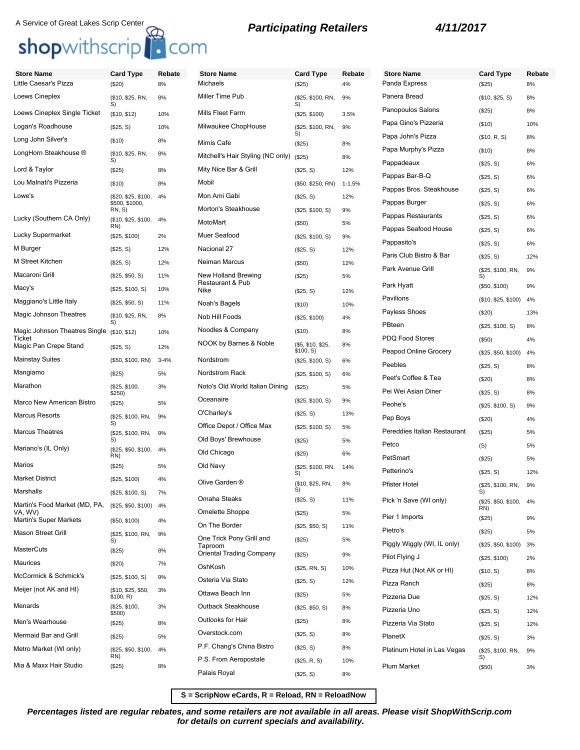A Service of Great Lakes Scrip Center

shopwithscrip.com

**Participating Retailers** **4/11/2017**

| Store Name | Card Type | Rebate |
|---|---|---|
| Little Caesar's Pizza | ($20) | 8% |
| Loews Cineplex | ($10, $25, RN, S) | 8% |
| Loews Cineplex Single Ticket | ($10, $12) | 10% |
| Logan's Roadhouse | ($25, S) | 10% |
| Long John Silver's | ($10) | 8% |
| LongHorn Steakhouse ® | ($10, $25, RN, S) | 8% |
| Lord & Taylor | ($25) | 8% |
| Lou Malnati's Pizzeria | ($10) | 8% |
| Lowe's | ($20, $25, $100, $500, $1000, RN, S) | 4% |
| Lucky (Southern CA Only) | ($10, $25, $100, RN) | 4% |
| Lucky Supermarket | ($25, $100) | 2% |
| M Burger | ($25, S) | 12% |
| M Street Kitchen | ($25, S) | 12% |
| Macaroni Grill | ($25, $50, S) | 11% |
| Macy's | ($25, $100, S) | 10% |
| Maggiano's Little Italy | ($25, $50, S) | 11% |
| Magic Johnson Theatres | ($10, $25, RN, S) | 8% |
| Magic Johnson Theatres Single Ticket | ($10, $12) | 10% |
| Magic Pan Crepe Stand | ($25, S) | 12% |
| Mainstay Suites | ($50, $100, RN) | 3-4% |
| Mangiamo | ($25) | 5% |
| Marathon | ($25, $100, $250) | 3% |
| Marco New American Bistro | ($25) | 5% |
| Marcus Resorts | ($25, $100, RN, S) | 9% |
| Marcus Theatres | ($25, $100, RN, S) | 9% |
| Mariano's (IL Only) | ($25, $50, $100, RN) | 4% |
| Marios | ($25) | 5% |
| Market District | ($25, $100) | 4% |
| Marshalls | ($25, $100, S) | 7% |
| Martin's Food Market (MD, PA, VA, WV) | ($25, $50, $100) | 4% |
| Martin's Super Markets | ($50, $100) | 4% |
| Mason Street Grill | ($25, $100, RN, S) | 9% |
| MasterCuts | ($25) | 8% |
| Maurices | ($20) | 7% |
| McCormick & Schmick's | ($25, $100, S) | 9% |
| Meijer (not AK and HI) | ($10, $25, $50, $100, R) | 3% |
| Menards | ($25, $100, $500) | 3% |
| Men's Wearhouse | ($25) | 8% |
| Mermaid Bar and Grill | ($25) | 5% |
| Metro Market (WI only) | ($25, $50, $100, RN) | 4% |
| Mia & Maxx Hair Studio | ($25) | 8% |
| Michaels | ($25) | 4% |
| Miller Time Pub | ($25, $100, RN, S) | 9% |
| Mills Fleet Farm | ($25, $100) | 3.5% |
| Milwaukee ChopHouse | ($25, $100, RN, S) | 9% |
| Mimis Cafe | ($25) | 8% |
| Mitchell's Hair Styling (NC only) | ($25) | 8% |
| Mity Nice Bar & Grill | ($25, S) | 12% |
| Mobil | ($50, $250, RN) | 1-1.5% |
| Mon Ami Gabi | ($25, S) | 12% |
| Morton's Steakhouse | ($25, $100, S) | 9% |
| MotoMart | ($50) | 5% |
| Muer Seafood | ($25, $100, S) | 9% |
| Nacional 27 | ($25, S) | 12% |
| Neiman Marcus | ($50) | 12% |
| New Holland Brewing Restaurant & Pub | ($25) | 5% |
| Nike | ($25, S) | 12% |
| Noah's Bagels | ($10) | 10% |
| Nob Hill Foods | ($25, $100) | 4% |
| Noodles & Company | ($10) | 8% |
| NOOK by Barnes & Noble | ($5, $10, $25, $100, S) | 8% |
| Nordstrom | ($25, $100, S) | 6% |
| Nordstrom Rack | ($25, $100, S) | 6% |
| Noto's Old World Italian Dining | ($25) | 5% |
| Oceanaire | ($25, $100, S) | 9% |
| O'Charley's | ($25, S) | 13% |
| Office Depot / Office Max | ($25, $100, S) | 5% |
| Old Boys' Brewhouse | ($25) | 5% |
| Old Chicago | ($25) | 6% |
| Old Navy | ($25, $100, RN, S) | 14% |
| Olive Garden ® | ($10, $25, RN, S) | 8% |
| Omaha Steaks | ($25, S) | 11% |
| Omelette Shoppe | ($25) | 5% |
| On The Border | ($25, $50, S) | 11% |
| One Trick Pony Grill and Taproom | ($25) | 5% |
| Oriental Trading Company | ($25) | 9% |
| OshKosh | ($25, RN, S) | 10% |
| Osteria Via Stato | ($25, S) | 12% |
| Ottawa Beach Inn | ($25) | 5% |
| Outback Steakhouse | ($25, $50, S) | 8% |
| Outlooks for Hair | ($25) | 8% |
| Overstock.com | ($25, S) | 8% |
| P.F. Chang's China Bistro | ($25, S) | 8% |
| P.S. From Aeropostale | ($25, R, S) | 10% |
| Palais Royal | ($25, S) | 8% |
| Panda Express | ($25) | 8% |
| Panera Bread | ($10, $25, S) | 8% |
| Panopoulos Salons | ($25) | 8% |
| Papa Gino's Pizzeria | ($10) | 10% |
| Papa John's Pizza | ($10, R, S) | 8% |
| Papa Murphy's Pizza | ($10) | 8% |
| Pappadeaux | ($25, S) | 6% |
| Pappas Bar-B-Q | ($25, S) | 6% |
| Pappas Bros. Steakhouse | ($25, S) | 6% |
| Pappas Burger | ($25, S) | 6% |
| Pappas Restaurants | ($25, S) | 6% |
| Pappas Seafood House | ($25, S) | 6% |
| Pappasito's | ($25, S) | 6% |
| Paris Club Bistro & Bar | ($25, S) | 12% |
| Park Avenue Grill | ($25, $100, RN, S) | 9% |
| Park Hyatt | ($50, $100) | 9% |
| Pavilions | ($10, $25, $100) | 4% |
| Payless Shoes | ($20) | 13% |
| PBteen | ($25, $100, S) | 8% |
| PDQ Food Stores | ($50) | 4% |
| Peapod Online Grocery | ($25, $50, $100) | 4% |
| Peebles | ($25, S) | 8% |
| Peet's Coffee & Tea | ($20) | 8% |
| Pei Wei Asian Diner | ($25, S) | 8% |
| Peohe's | ($25, $100, S) | 9% |
| Pep Boys | ($20) | 4% |
| Pereddies Italian Restaurant | ($25) | 5% |
| Petco | (S) | 5% |
| PetSmart | ($25) | 5% |
| Petterino's | ($25, S) | 12% |
| Pfister Hotel | ($25, $100, RN, S) | 9% |
| Pick 'n Save (WI only) | ($25, $50, $100, RN) | 4% |
| Pier 1 Imports | ($25) | 9% |
| Pietro's | ($25) | 5% |
| Piggly Wiggly (WI, IL only) | ($25, $50, $100) | 3% |
| Pilot Flying J | ($25, $100) | 2% |
| Pizza Hut (Not AK or HI) | ($10, S) | 8% |
| Pizza Ranch | ($25) | 8% |
| Pizzeria Due | ($25, S) | 12% |
| Pizzeria Uno | ($25, S) | 12% |
| Pizzeria Via Stato | ($25, S) | 12% |
| PlanetX | ($25, S) | 3% |
| Platinum Hotel in Las Vegas | ($25, $100, RN, S) | 9% |
| Plum Market | ($50) | 3% |

S = ScripNow eCards, R = Reload, RN = ReloadNow

***Percentages listed are regular rebates, and some retailers are not available in all areas. Please visit ShopWithScrip.com for details on current specials and availability.***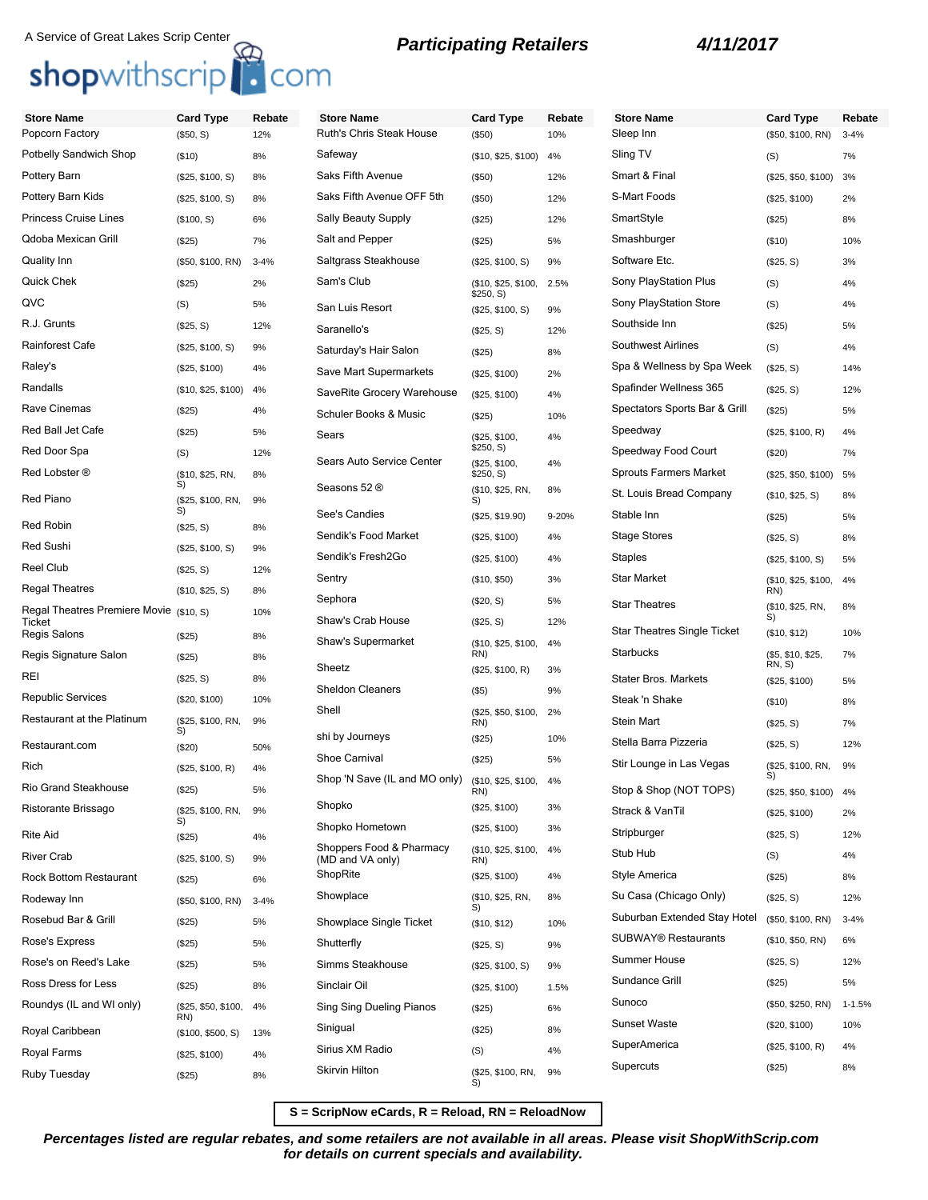A Service of Great Lakes Scrip Center

shopwithscrip.com

**Participating Retailers** **4/11/2017**

| Store Name | Card Type | Rebate |
|---|---|---|
| Popcorn Factory | ($50, S) | 12% |
| Potbelly Sandwich Shop | ($10) | 8% |
| Pottery Barn | ($25, $100, S) | 8% |
| Pottery Barn Kids | ($25, $100, S) | 8% |
| Princess Cruise Lines | ($100, S) | 6% |
| Qdoba Mexican Grill | ($25) | 7% |
| Quality Inn | ($50, $100, RN) | 3-4% |
| Quick Chek | ($25) | 2% |
| QVC | (S) | 5% |
| R.J. Grunts | ($25, S) | 12% |
| Rainforest Cafe | ($25, $100, S) | 9% |
| Raley's | ($25, $100) | 4% |
| Randalls | ($10, $25, $100) | 4% |
| Rave Cinemas | ($25) | 4% |
| Red Ball Jet Cafe | ($25) | 5% |
| Red Door Spa | (S) | 12% |
| Red Lobster ® | ($10, $25, RN, S) | 8% |
| Red Piano | ($25, $100, RN, S) | 9% |
| Red Robin | ($25, S) | 8% |
| Red Sushi | ($25, $100, S) | 9% |
| Reel Club | ($25, S) | 12% |
| Regal Theatres | ($10, $25, S) | 8% |
| Regal Theatres Premiere Movie Ticket | ($10, S) | 10% |
| Regis Salons | ($25) | 8% |
| Regis Signature Salon | ($25) | 8% |
| REI | ($25, S) | 8% |
| Republic Services | ($20, $100) | 10% |
| Restaurant at the Platinum | ($25, $100, RN, S) | 9% |
| Restaurant.com | ($20) | 50% |
| Rich | ($25, $100, R) | 4% |
| Rio Grand Steakhouse | ($25) | 5% |
| Ristorante Brissago | ($25, $100, RN, S) | 9% |
| Rite Aid | ($25) | 4% |
| River Crab | ($25, $100, S) | 9% |
| Rock Bottom Restaurant | ($25) | 6% |
| Rodeway Inn | ($50, $100, RN) | 3-4% |
| Rosebud Bar & Grill | ($25) | 5% |
| Rose's Express | ($25) | 5% |
| Rose's on Reed's Lake | ($25) | 5% |
| Ross Dress for Less | ($25) | 8% |
| Roundys (IL and WI only) | ($25, $50, $100, RN) | 4% |
| Royal Caribbean | ($100, $500, S) | 13% |
| Royal Farms | ($25, $100) | 4% |
| Ruby Tuesday | ($25) | 8% |
| Ruth's Chris Steak House | ($50) | 10% |
| Safeway | ($10, $25, $100) | 4% |
| Saks Fifth Avenue | ($50) | 12% |
| Saks Fifth Avenue OFF 5th | ($50) | 12% |
| Sally Beauty Supply | ($25) | 12% |
| Salt and Pepper | ($25) | 5% |
| Saltgrass Steakhouse | ($25, $100, S) | 9% |
| Sam's Club | ($10, $25, $100, $250, S) | 2.5% |
| San Luis Resort | ($25, $100, S) | 9% |
| Saranello's | ($25, S) | 12% |
| Saturday's Hair Salon | ($25) | 8% |
| Save Mart Supermarkets | ($25, $100) | 2% |
| SaveRite Grocery Warehouse | ($25, $100) | 4% |
| Schuler Books & Music | ($25) | 10% |
| Sears | ($25, $100, $250, S) | 4% |
| Sears Auto Service Center | ($25, $100, $250, S) | 4% |
| Seasons 52 ® | ($10, $25, RN, S) | 8% |
| See's Candies | ($25, $19.90) | 9-20% |
| Sendik's Food Market | ($25, $100) | 4% |
| Sendik's Fresh2Go | ($25, $100) | 4% |
| Sentry | ($10, $50) | 3% |
| Sephora | ($20, S) | 5% |
| Shaw's Crab House | ($25, S) | 12% |
| Shaw's Supermarket | ($10, $25, $100, RN) | 4% |
| Sheetz | ($25, $100, R) | 3% |
| Sheldon Cleaners | ($5) | 9% |
| Shell | ($25, $50, $100, RN) | 2% |
| shi by Journeys | ($25) | 10% |
| Shoe Carnival | ($25) | 5% |
| Shop 'N Save (IL and MO only) | ($10, $25, $100, RN) | 4% |
| Shopko | ($25, $100) | 3% |
| Shopko Hometown | ($25, $100) | 3% |
| Shoppers Food & Pharmacy (MD and VA only) | ($10, $25, $100, RN) | 4% |
| ShopRite | ($25, $100) | 4% |
| Showplace | ($10, $25, RN, S) | 8% |
| Showplace Single Ticket | ($10, $12) | 10% |
| Shutterfly | ($25, S) | 9% |
| Simms Steakhouse | ($25, $100, S) | 9% |
| Sinclair Oil | ($25, $100) | 1.5% |
| Sing Sing Dueling Pianos | ($25) | 6% |
| Sinigual | ($25) | 8% |
| Sirius XM Radio | (S) | 4% |
| Skirvin Hilton | ($25, $100, RN, S) | 9% |
| Sleep Inn | ($50, $100, RN) | 3-4% |
| Sling TV | (S) | 7% |
| Smart & Final | ($25, $50, $100) | 3% |
| S-Mart Foods | ($25, $100) | 2% |
| SmartStyle | ($25) | 8% |
| Smashburger | ($10) | 10% |
| Software Etc. | ($25, S) | 3% |
| Sony PlayStation Plus | (S) | 4% |
| Sony PlayStation Store | (S) | 4% |
| Southside Inn | ($25) | 5% |
| Southwest Airlines | (S) | 4% |
| Spa & Wellness by Spa Week | ($25, S) | 14% |
| Spafinder Wellness 365 | ($25, S) | 12% |
| Spectators Sports Bar & Grill | ($25) | 5% |
| Speedway | ($25, $100, R) | 4% |
| Speedway Food Court | ($20) | 7% |
| Sprouts Farmers Market | ($25, $50, $100) | 5% |
| St. Louis Bread Company | ($10, $25, S) | 8% |
| Stable Inn | ($25) | 5% |
| Stage Stores | ($25, S) | 8% |
| Staples | ($25, $100, S) | 5% |
| Star Market | ($10, $25, $100, RN) | 4% |
| Star Theatres | ($10, $25, RN, S) | 8% |
| Star Theatres Single Ticket | ($10, $12) | 10% |
| Starbucks | ($5, $10, $25, RN, S) | 7% |
| Stater Bros. Markets | ($25, $100) | 5% |
| Steak 'n Shake | ($10) | 8% |
| Stein Mart | ($25, S) | 7% |
| Stella Barra Pizzeria | ($25, S) | 12% |
| Stir Lounge in Las Vegas | ($25, $100, RN, S) | 9% |
| Stop & Shop (NOT TOPS) | ($25, $50, $100) | 4% |
| Strack & VanTil | ($25, $100) | 2% |
| Stripburger | ($25, S) | 12% |
| Stub Hub | (S) | 4% |
| Style America | ($25) | 8% |
| Su Casa (Chicago Only) | ($25, S) | 12% |
| Suburban Extended Stay Hotel | ($50, $100, RN) | 3-4% |
| SUBWAY® Restaurants | ($10, $50, RN) | 6% |
| Summer House | ($25, S) | 12% |
| Sundance Grill | ($25) | 5% |
| Sunoco | ($50, $250, RN) | 1-1.5% |
| Sunset Waste | ($20, $100) | 10% |
| SuperAmerica | ($25, $100, R) | 4% |
| Supercuts | ($25) | 8% |

**S = ScripNow eCards, R = Reload, RN = ReloadNow**

***Percentages listed are regular rebates, and some retailers are not available in all areas. Please visit ShopWithScrip.com for details on current specials and availability.***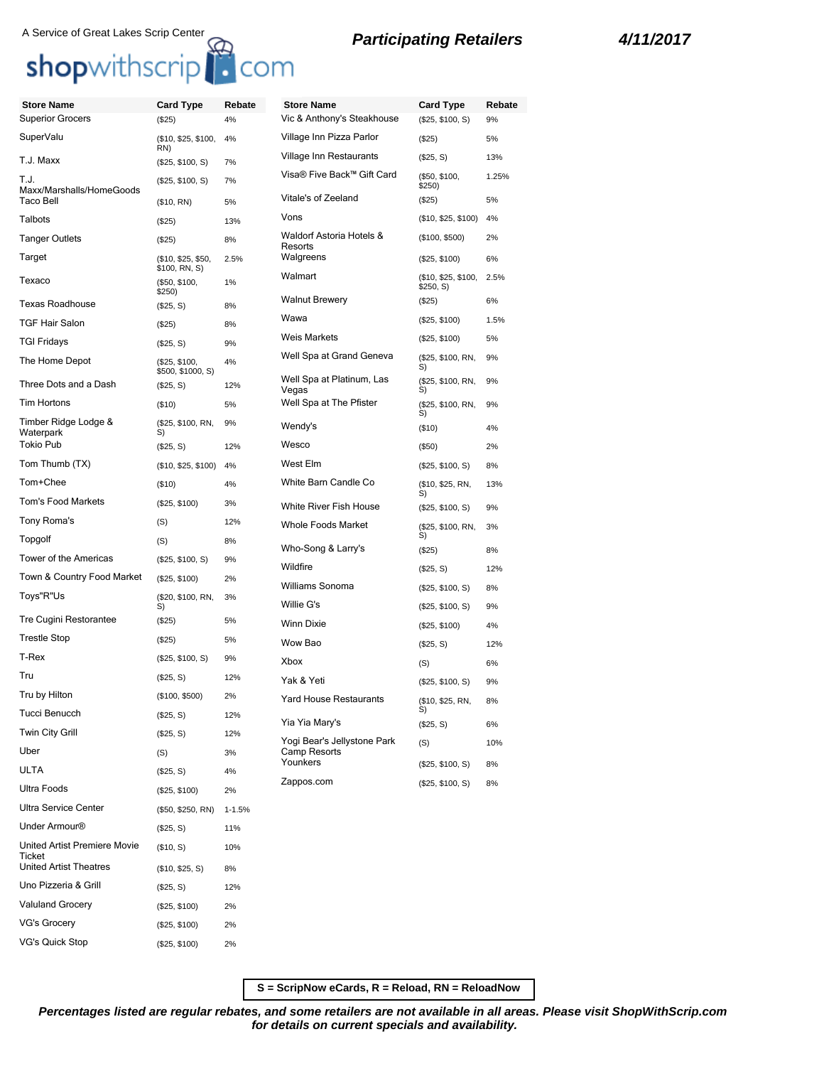A Service of Great Lakes Scrip Center

shopwithscrip.com

**Participating Retailers** **4/11/2017**

| Store Name | Card Type | Rebate |
|---|---|---|
| Superior Grocers | ($25) | 4% |
| SuperValu | ($10, $25, $100, RN) | 4% |
| T.J. Maxx | ($25, $100, S) | 7% |
| T.J. Maxx/Marshalls/HomeGoods | ($25, $100, S) | 7% |
| Taco Bell | ($10, RN) | 5% |
| Talbots | ($25) | 13% |
| Tanger Outlets | ($25) | 8% |
| Target | ($10, $25, $50, $100, RN, S) | 2.5% |
| Texaco | ($50, $100, $250) | 1% |
| Texas Roadhouse | ($25, S) | 8% |
| TGF Hair Salon | ($25) | 8% |
| TGI Fridays | ($25, S) | 9% |
| The Home Depot | ($25, $100, $500, $1000, S) | 4% |
| Three Dots and a Dash | ($25, S) | 12% |
| Tim Hortons | ($10) | 5% |
| Timber Ridge Lodge & Waterpark | ($25, $100, RN, S) | 9% |
| Tokio Pub | ($25, S) | 12% |
| Tom Thumb (TX) | ($10, $25, $100) | 4% |
| Tom+Chee | ($10) | 4% |
| Tom's Food Markets | ($25, $100) | 3% |
| Tony Roma's | (S) | 12% |
| Topgolf | (S) | 8% |
| Tower of the Americas | ($25, $100, S) | 9% |
| Town & Country Food Market | ($25, $100) | 2% |
| Toys"R"Us | ($20, $100, RN, S) | 3% |
| Tre Cugini Restorantee | ($25) | 5% |
| Trestle Stop | ($25) | 5% |
| T-Rex | ($25, $100, S) | 9% |
| Tru | ($25, S) | 12% |
| Tru by Hilton | ($100, $500) | 2% |
| Tucci Benucch | ($25, S) | 12% |
| Twin City Grill | ($25, S) | 12% |
| Uber | (S) | 3% |
| ULTA | ($25, S) | 4% |
| Ultra Foods | ($25, $100) | 2% |
| Ultra Service Center | ($50, $250, RN) | 1-1.5% |
| Under Armour® | ($25, S) | 11% |
| United Artist Premiere Movie Ticket | ($10, S) | 10% |
| United Artist Theatres | ($10, $25, S) | 8% |
| Uno Pizzeria & Grill | ($25, S) | 12% |
| Valuland Grocery | ($25, $100) | 2% |
| VG's Grocery | ($25, $100) | 2% |
| VG's Quick Stop | ($25, $100) | 2% |
| Vic & Anthony's Steakhouse | ($25, $100, S) | 9% |
| Village Inn Pizza Parlor | ($25) | 5% |
| Village Inn Restaurants | ($25, S) | 13% |
| Visa® Five Back™ Gift Card | ($50, $100, $250) | 1.25% |
| Vitale's of Zeeland | ($25) | 5% |
| Vons | ($10, $25, $100) | 4% |
| Waldorf Astoria Hotels & Resorts | ($100, $500) | 2% |
| Walgreens | ($25, $100) | 6% |
| Walmart | ($10, $25, $100, $250, S) | 2.5% |
| Walnut Brewery | ($25) | 6% |
| Wawa | ($25, $100) | 1.5% |
| Weis Markets | ($25, $100) | 5% |
| Well Spa at Grand Geneva | ($25, $100, RN, S) | 9% |
| Well Spa at Platinum, Las Vegas | ($25, $100, RN, S) | 9% |
| Well Spa at The Pfister | ($25, $100, RN, S) | 9% |
| Wendy's | ($10) | 4% |
| Wesco | ($50) | 2% |
| West Elm | ($25, $100, S) | 8% |
| White Barn Candle Co | ($10, $25, RN, S) | 13% |
| White River Fish House | ($25, $100, S) | 9% |
| Whole Foods Market | ($25, $100, RN, S) | 3% |
| Who-Song & Larry's | ($25) | 8% |
| Wildfire | ($25, S) | 12% |
| Williams Sonoma | ($25, $100, S) | 8% |
| Willie G's | ($25, $100, S) | 9% |
| Winn Dixie | ($25, $100) | 4% |
| Wow Bao | ($25, S) | 12% |
| Xbox | (S) | 6% |
| Yak & Yeti | ($25, $100, S) | 9% |
| Yard House Restaurants | ($10, $25, RN, S) | 8% |
| Yia Yia Mary's | ($25, S) | 6% |
| Yogi Bear's Jellystone Park Camp Resorts | (S) | 10% |
| Younkers | ($25, $100, S) | 8% |
| Zappos.com | ($25, $100, S) | 8% |

**S = ScripNow eCards, R = Reload, RN = ReloadNow**

***Percentages listed are regular rebates, and some retailers are not available in all areas. Please visit ShopWithScrip.com for details on current specials and availability.***